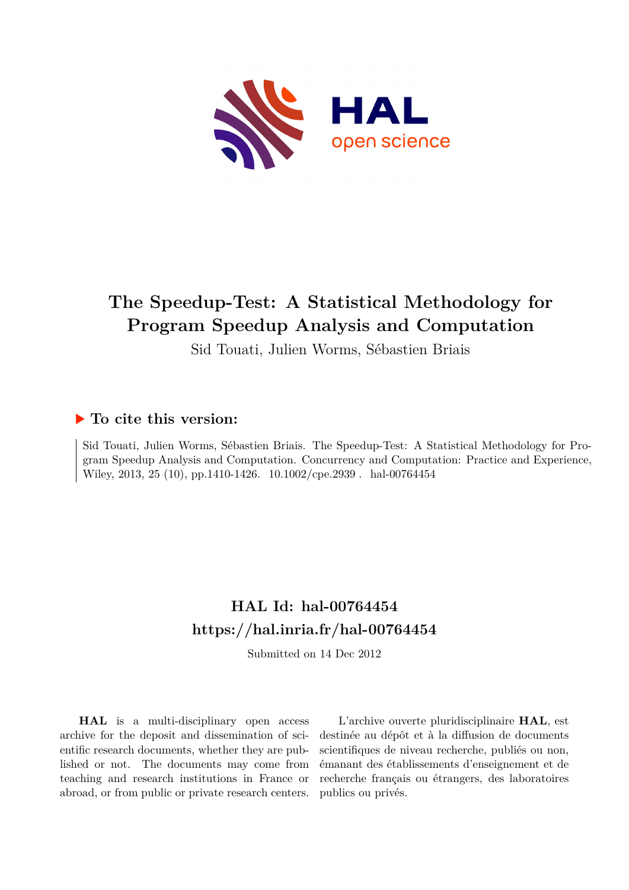# The Speedup-Test: A Statistical Methodology for Program Speedup Analysis and Computation

Sid Touati, Julien Worms, Sébastien Briais

## ▶ To cite this version:

Sid Touati, Julien Worms, Sébastien Briais. The Speedup-Test: A Statistical Methodology for Program Speedup Analysis and Computation. Concurrency and Computation: Practice and Experience, Wiley, 2013, 25 (10), pp.1410-1426. 10.1002/cpe.2939 . hal-00764454

## HAL Id: hal-00764454
## https://hal.inria.fr/hal-00764454

Submitted on 14 Dec 2012

**HAL** is a multi-disciplinary open access archive for the deposit and dissemination of scientific research documents, whether they are published or not. The documents may come from teaching and research institutions in France or abroad, or from public or private research centers.

L'archive ouverte pluridisciplinaire **HAL**, est destinée au dépôt et à la diffusion de documents scientifiques de niveau recherche, publiés ou non, émanant des établissements d'enseignement et de recherche français ou étrangers, des laboratoires publics ou privés.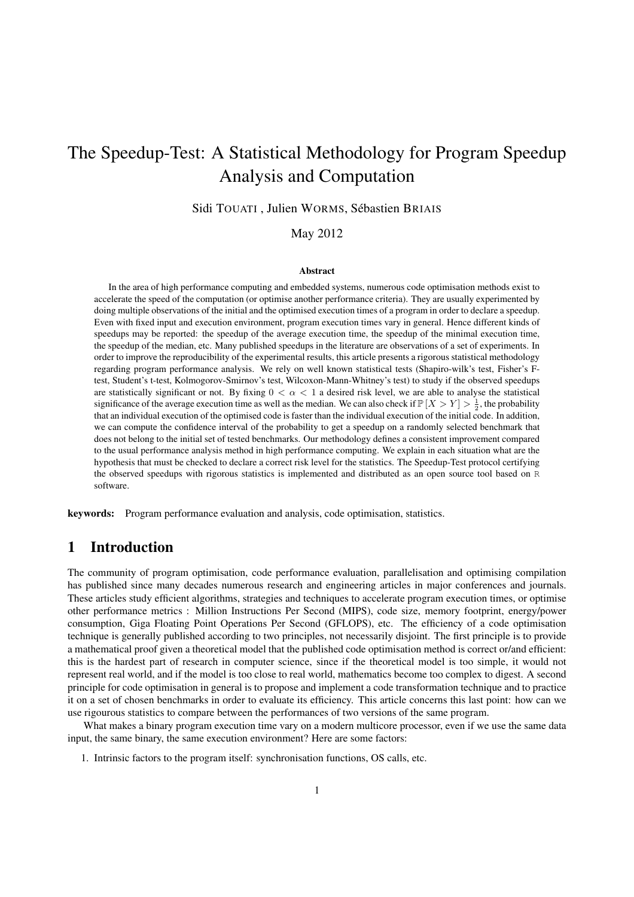# The Speedup-Test: A Statistical Methodology for Program Speedup Analysis and Computation

Sidi Touati , Julien Worms, Sébastien Briais

May 2012

### Abstract

In the area of high performance computing and embedded systems, numerous code optimisation methods exist to accelerate the speed of the computation (or optimise another performance criteria). They are usually experimented by doing multiple observations of the initial and the optimised execution times of a program in order to declare a speedup. Even with fixed input and execution environment, program execution times vary in general. Hence different kinds of speedups may be reported: the speedup of the average execution time, the speedup of the minimal execution time, the speedup of the median, etc. Many published speedups in the literature are observations of a set of experiments. In order to improve the reproducibility of the experimental results, this article presents a rigorous statistical methodology regarding program performance analysis. We rely on well known statistical tests (Shapiro-wilk's test, Fisher's F-test, Student's t-test, Kolmogorov-Smirnov's test, Wilcoxon-Mann-Whitney's test) to study if the observed speedups are statistically significant or not. By fixing $0 < \alpha < 1$ a desired risk level, we are able to analyse the statistical significance of the average execution time as well as the median. We can also check if $\mathbb{P}[X > Y] > \frac{1}{2}$, the probability that an individual execution of the optimised code is faster than the individual execution of the initial code. In addition, we can compute the confidence interval of the probability to get a speedup on a randomly selected benchmark that does not belong to the initial set of tested benchmarks. Our methodology defines a consistent improvement compared to the usual performance analysis method in high performance computing. We explain in each situation what are the hypothesis that must be checked to declare a correct risk level for the statistics. The Speedup-Test protocol certifying the observed speedups with rigorous statistics is implemented and distributed as an open source tool based on R software.

**keywords:** Program performance evaluation and analysis, code optimisation, statistics.

## 1 Introduction

The community of program optimisation, code performance evaluation, parallelisation and optimising compilation has published since many decades numerous research and engineering articles in major conferences and journals. These articles study efficient algorithms, strategies and techniques to accelerate program execution times, or optimise other performance metrics : Million Instructions Per Second (MIPS), code size, memory footprint, energy/power consumption, Giga Floating Point Operations Per Second (GFLOPS), etc. The efficiency of a code optimisation technique is generally published according to two principles, not necessarily disjoint. The first principle is to provide a mathematical proof given a theoretical model that the published code optimisation method is correct or/and efficient: this is the hardest part of research in computer science, since if the theoretical model is too simple, it would not represent real world, and if the model is too close to real world, mathematics become too complex to digest. A second principle for code optimisation in general is to propose and implement a code transformation technique and to practice it on a set of chosen benchmarks in order to evaluate its efficiency. This article concerns this last point: how can we use rigourous statistics to compare between the performances of two versions of the same program.

What makes a binary program execution time vary on a modern multicore processor, even if we use the same data input, the same binary, the same execution environment? Here are some factors:

1. Intrinsic factors to the program itself: synchronisation functions, OS calls, etc.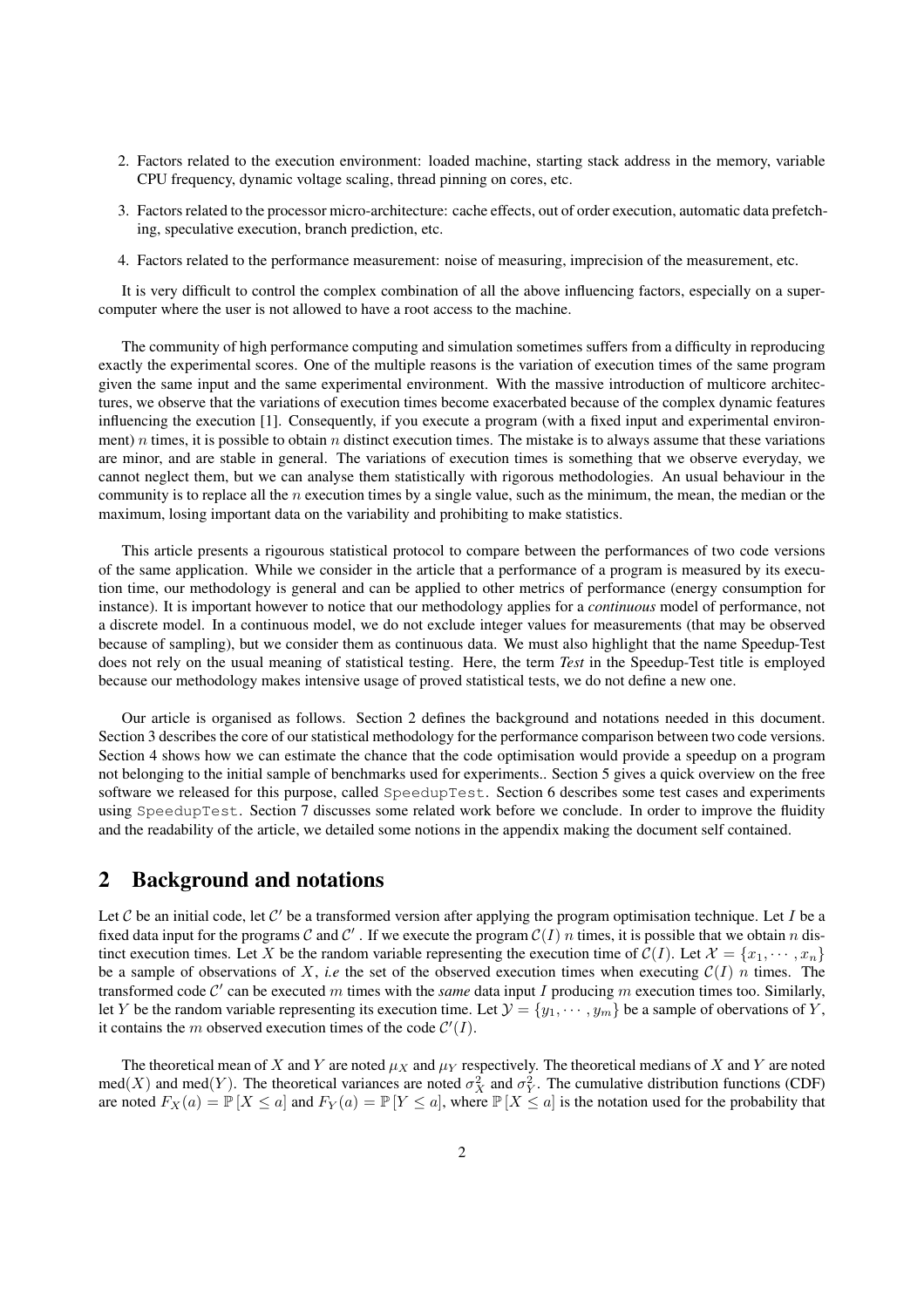2. Factors related to the execution environment: loaded machine, starting stack address in the memory, variable CPU frequency, dynamic voltage scaling, thread pinning on cores, etc.
3. Factors related to the processor micro-architecture: cache effects, out of order execution, automatic data prefetching, speculative execution, branch prediction, etc.
4. Factors related to the performance measurement: noise of measuring, imprecision of the measurement, etc.

It is very difficult to control the complex combination of all the above influencing factors, especially on a supercomputer where the user is not allowed to have a root access to the machine.

The community of high performance computing and simulation sometimes suffers from a difficulty in reproducing exactly the experimental scores. One of the multiple reasons is the variation of execution times of the same program given the same input and the same experimental environment. With the massive introduction of multicore architectures, we observe that the variations of execution times become exacerbated because of the complex dynamic features influencing the execution [1]. Consequently, if you execute a program (with a fixed input and experimental environment) $n$ times, it is possible to obtain $n$ distinct execution times. The mistake is to always assume that these variations are minor, and are stable in general. The variations of execution times is something that we observe everyday, we cannot neglect them, but we can analyse them statistically with rigorous methodologies. An usual behaviour in the community is to replace all the $n$ execution times by a single value, such as the minimum, the mean, the median or the maximum, losing important data on the variability and prohibiting to make statistics.

This article presents a rigourous statistical protocol to compare between the performances of two code versions of the same application. While we consider in the article that a performance of a program is measured by its execution time, our methodology is general and can be applied to other metrics of performance (energy consumption for instance). It is important however to notice that our methodology applies for a *continuous* model of performance, not a discrete model. In a continuous model, we do not exclude integer values for measurements (that may be observed because of sampling), but we consider them as continuous data. We must also highlight that the name Speedup-Test does not rely on the usual meaning of statistical testing. Here, the term *Test* in the Speedup-Test title is employed because our methodology makes intensive usage of proved statistical tests, we do not define a new one.

Our article is organised as follows. Section 2 defines the background and notations needed in this document. Section 3 describes the core of our statistical methodology for the performance comparison between two code versions. Section 4 shows how we can estimate the chance that the code optimisation would provide a speedup on a program not belonging to the initial sample of benchmarks used for experiments.. Section 5 gives a quick overview on the free software we released for this purpose, called `SpeedupTest`. Section 6 describes some test cases and experiments using `SpeedupTest`. Section 7 discusses some related work before we conclude. In order to improve the fluidity and the readability of the article, we detailed some notions in the appendix making the document self contained.

## 2 Background and notations

Let $\mathcal{C}$ be an initial code, let $\mathcal{C}'$ be a transformed version after applying the program optimisation technique. Let $I$ be a fixed data input for the programs $\mathcal{C}$ and $\mathcal{C}'$ . If we execute the program $\mathcal{C}(I)$ $n$ times, it is possible that we obtain $n$ distinct execution times. Let $X$ be the random variable representing the execution time of $\mathcal{C}(I)$. Let $\mathcal{X} = \{x_1, \cdots, x_n\}$ be a sample of observations of $X$, *i.e* the set of the observed execution times when executing $\mathcal{C}(I)$ $n$ times. The transformed code $\mathcal{C}'$ can be executed $m$ times with the *same* data input $I$ producing $m$ execution times too. Similarly, let $Y$ be the random variable representing its execution time. Let $\mathcal{Y} = \{y_1, \cdots, y_m\}$ be a sample of obervations of $Y$, it contains the $m$ observed execution times of the code $\mathcal{C}'(I)$.

The theoretical mean of $X$ and $Y$ are noted $\mu_X$ and $\mu_Y$ respectively. The theoretical medians of $X$ and $Y$ are noted $\text{med}(X)$ and $\text{med}(Y)$. The theoretical variances are noted $\sigma_X^2$ and $\sigma_Y^2$. The cumulative distribution functions (CDF) are noted $F_X(a) = \mathbb{P}[X \leq a]$ and $F_Y(a) = \mathbb{P}[Y \leq a]$, where $\mathbb{P}[X \leq a]$ is the notation used for the probability that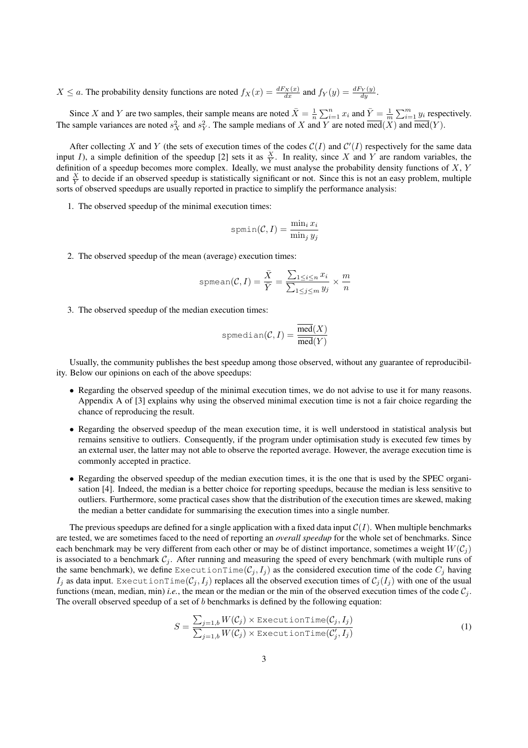$X \leq a$. The probability density functions are noted $f_X(x) = \frac{dF_X(x)}{dx}$ and $f_Y(y) = \frac{dF_Y(y)}{dy}$.

Since $X$ and $Y$ are two samples, their sample means are noted $\bar{X} = \frac{1}{n}\sum_{i=1}^{n} x_i$ and $\bar{Y} = \frac{1}{m}\sum_{i=1}^{m} y_i$ respectively. The sample variances are noted $s_X^2$ and $s_Y^2$. The sample medians of $X$ and $Y$ are noted $\overline{\text{med}}(X)$ and $\overline{\text{med}}(Y)$.

After collecting $X$ and $Y$ (the sets of execution times of the codes $\mathcal{C}(I)$ and $\mathcal{C}'(I)$ respectively for the same data input $I$), a simple definition of the speedup [2] sets it as $\frac{X}{Y}$. In reality, since $X$ and $Y$ are random variables, the definition of a speedup becomes more complex. Ideally, we must analyse the probability density functions of $X$, $Y$ and $\frac{X}{Y}$ to decide if an observed speedup is statistically significant or not. Since this is not an easy problem, multiple sorts of observed speedups are usually reported in practice to simplify the performance analysis:

1. The observed speedup of the minimal execution times:

$$\texttt{spmin}(\mathcal{C}, I) = \frac{\min_i x_i}{\min_j y_j}$$

2. The observed speedup of the mean (average) execution times:

$$\texttt{spmean}(\mathcal{C}, I) = \frac{\bar{X}}{\bar{Y}} = \frac{\sum_{1 \leq i \leq n} x_i}{\sum_{1 \leq j \leq m} y_j} \times \frac{m}{n}$$

3. The observed speedup of the median execution times:

$$\texttt{spmedian}(\mathcal{C}, I) = \frac{\overline{\text{med}}(X)}{\overline{\text{med}}(Y)}$$

Usually, the community publishes the best speedup among those observed, without any guarantee of reproducibility. Below our opinions on each of the above speedups:

- Regarding the observed speedup of the minimal execution times, we do not advise to use it for many reasons. Appendix A of [3] explains why using the observed minimal execution time is not a fair choice regarding the chance of reproducing the result.
- Regarding the observed speedup of the mean execution time, it is well understood in statistical analysis but remains sensitive to outliers. Consequently, if the program under optimisation study is executed few times by an external user, the latter may not able to observe the reported average. However, the average execution time is commonly accepted in practice.
- Regarding the observed speedup of the median execution times, it is the one that is used by the SPEC organisation [4]. Indeed, the median is a better choice for reporting speedups, because the median is less sensitive to outliers. Furthermore, some practical cases show that the distribution of the execution times are skewed, making the median a better candidate for summarising the execution times into a single number.

The previous speedups are defined for a single application with a fixed data input $\mathcal{C}(I)$. When multiple benchmarks are tested, we are sometimes faced to the need of reporting an *overall speedup* for the whole set of benchmarks. Since each benchmark may be very different from each other or may be of distinct importance, sometimes a weight $W(\mathcal{C}_j)$ is associated to a benchmark $\mathcal{C}_j$. After running and measuring the speed of every benchmark (with multiple runs of the same benchmark), we define $\texttt{ExecutionTime}(\mathcal{C}_j, I_j)$ as the considered execution time of the code $C_j$ having $I_j$ as data input. $\texttt{ExecutionTime}(\mathcal{C}_j, I_j)$ replaces all the observed execution times of $\mathcal{C}_j(I_j)$ with one of the usual functions (mean, median, min) *i.e.*, the mean or the median or the min of the observed execution times of the code $\mathcal{C}_j$. The overall observed speedup of a set of $b$ benchmarks is defined by the following equation:

$$S = \frac{\sum_{j=1,b} W(\mathcal{C}_j) \times \texttt{ExecutionTime}(\mathcal{C}_j, I_j)}{\sum_{j=1,b} W(\mathcal{C}_j) \times \texttt{ExecutionTime}(\mathcal{C}'_j, I_j)} \tag{1}$$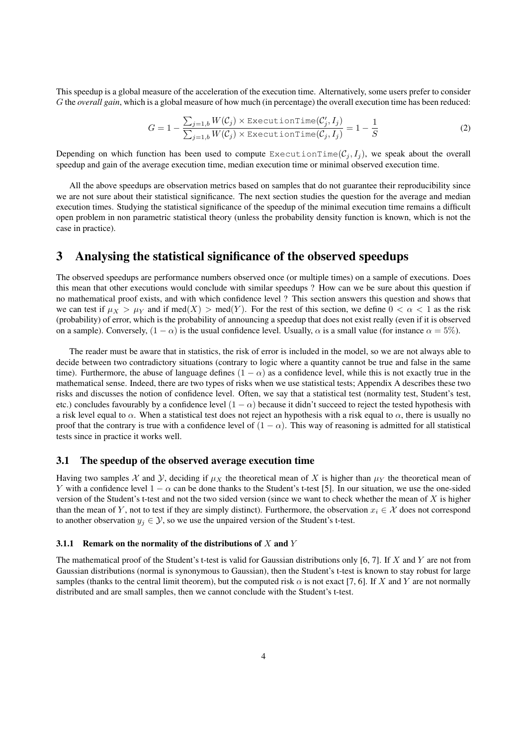This speedup is a global measure of the acceleration of the execution time. Alternatively, some users prefer to consider $G$ the *overall gain*, which is a global measure of how much (in percentage) the overall execution time has been reduced:

$$G = 1 - \frac{\sum_{j=1,b} W(\mathcal{C}_j) \times \texttt{ExecutionTime}(\mathcal{C}'_j, I_j)}{\sum_{j=1,b} W(\mathcal{C}_j) \times \texttt{ExecutionTime}(\mathcal{C}_j, I_j)} = 1 - \frac{1}{S} \tag{2}$$

Depending on which function has been used to compute $\texttt{ExecutionTime}(\mathcal{C}_j, I_j)$, we speak about the overall speedup and gain of the average execution time, median execution time or minimal observed execution time.

All the above speedups are observation metrics based on samples that do not guarantee their reproducibility since we are not sure about their statistical significance. The next section studies the question for the average and median execution times. Studying the statistical significance of the speedup of the minimal execution time remains a difficult open problem in non parametric statistical theory (unless the probability density function is known, which is not the case in practice).

# 3 Analysing the statistical significance of the observed speedups

The observed speedups are performance numbers observed once (or multiple times) on a sample of executions. Does this mean that other executions would conclude with similar speedups ? How can we be sure about this question if no mathematical proof exists, and with which confidence level ? This section answers this question and shows that we can test if $\mu_X > \mu_Y$ and if $\text{med}(X) > \text{med}(Y)$. For the rest of this section, we define $0 < \alpha < 1$ as the risk (probability) of error, which is the probability of announcing a speedup that does not exist really (even if it is observed on a sample). Conversely, $(1 - \alpha)$ is the usual confidence level. Usually, $\alpha$ is a small value (for instance $\alpha = 5\%$).

The reader must be aware that in statistics, the risk of error is included in the model, so we are not always able to decide between two contradictory situations (contrary to logic where a quantity cannot be true and false in the same time). Furthermore, the abuse of language defines $(1 - \alpha)$ as a confidence level, while this is not exactly true in the mathematical sense. Indeed, there are two types of risks when we use statistical tests; Appendix A describes these two risks and discusses the notion of confidence level. Often, we say that a statistical test (normality test, Student's test, etc.) concludes favourably by a confidence level $(1 - \alpha)$ because it didn't succeed to reject the tested hypothesis with a risk level equal to $\alpha$. When a statistical test does not reject an hypothesis with a risk equal to $\alpha$, there is usually no proof that the contrary is true with a confidence level of $(1 - \alpha)$. This way of reasoning is admitted for all statistical tests since in practice it works well.

## 3.1 The speedup of the observed average execution time

Having two samples $\mathcal{X}$ and $\mathcal{Y}$, deciding if $\mu_X$ the theoretical mean of $X$ is higher than $\mu_Y$ the theoretical mean of $Y$ with a confidence level $1 - \alpha$ can be done thanks to the Student's t-test [5]. In our situation, we use the one-sided version of the Student's t-test and not the two sided version (since we want to check whether the mean of $X$ is higher than the mean of $Y$, not to test if they are simply distinct). Furthermore, the observation $x_i \in \mathcal{X}$ does not correspond to another observation $y_j \in \mathcal{Y}$, so we use the unpaired version of the Student's t-test.

### 3.1.1 Remark on the normality of the distributions of $X$ and $Y$

The mathematical proof of the Student's t-test is valid for Gaussian distributions only [6, 7]. If $X$ and $Y$ are not from Gaussian distributions (normal is synonymous to Gaussian), then the Student's t-test is known to stay robust for large samples (thanks to the central limit theorem), but the computed risk $\alpha$ is not exact [7, 6]. If $X$ and $Y$ are not normally distributed and are small samples, then we cannot conclude with the Student's t-test.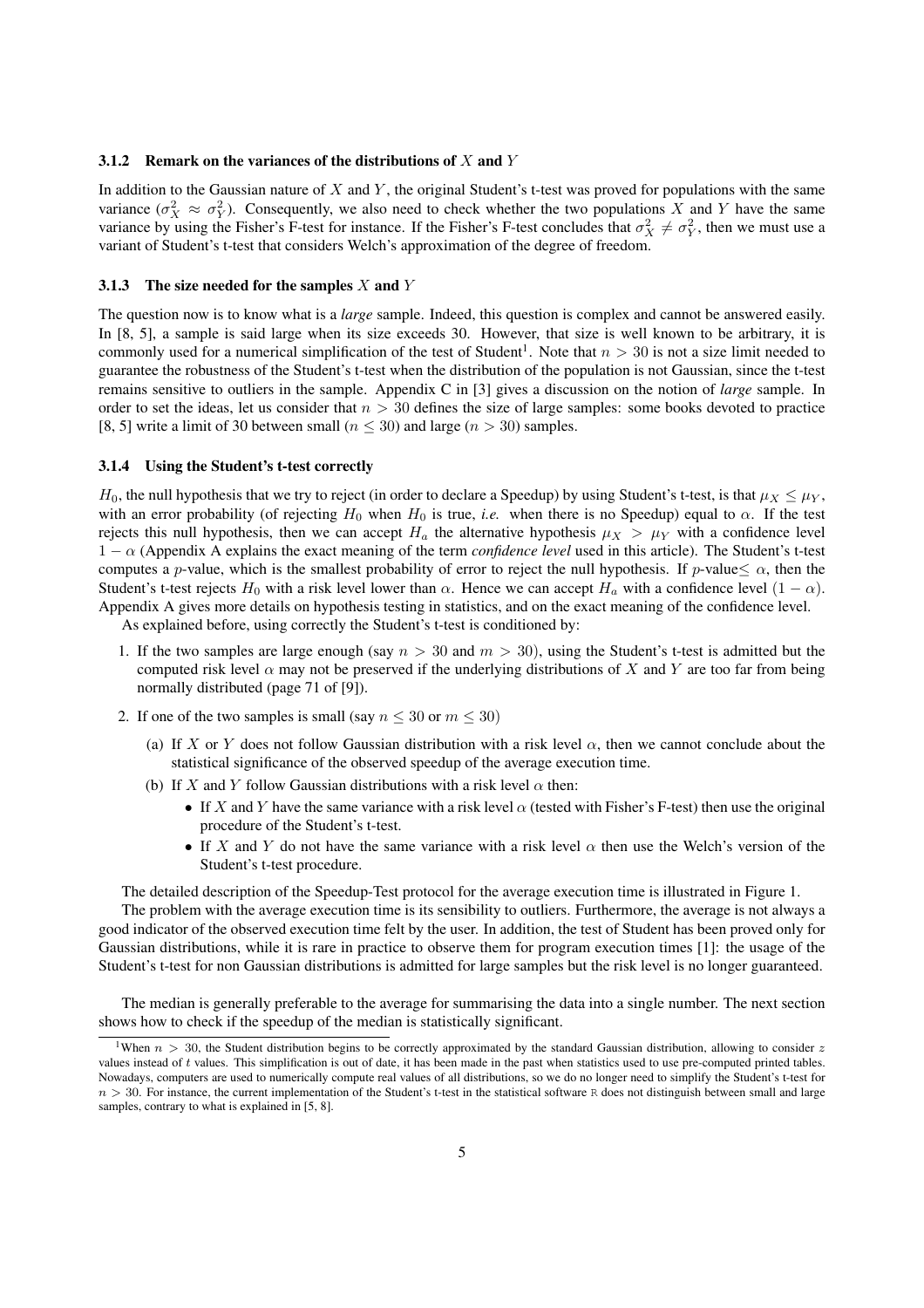### 3.1.2 Remark on the variances of the distributions of $X$ and $Y$

In addition to the Gaussian nature of $X$ and $Y$, the original Student's t-test was proved for populations with the same variance ($\sigma_X^2 \approx \sigma_Y^2$). Consequently, we also need to check whether the two populations $X$ and $Y$ have the same variance by using the Fisher's F-test for instance. If the Fisher's F-test concludes that $\sigma_X^2 \neq \sigma_Y^2$, then we must use a variant of Student's t-test that considers Welch's approximation of the degree of freedom.

### 3.1.3 The size needed for the samples $X$ and $Y$

The question now is to know what is a *large* sample. Indeed, this question is complex and cannot be answered easily. In [8, 5], a sample is said large when its size exceeds 30. However, that size is well known to be arbitrary, it is commonly used for a numerical simplification of the test of Student[1]. Note that $n > 30$ is not a size limit needed to guarantee the robustness of the Student's t-test when the distribution of the population is not Gaussian, since the t-test remains sensitive to outliers in the sample. Appendix C in [3] gives a discussion on the notion of *large* sample. In order to set the ideas, let us consider that $n > 30$ defines the size of large samples: some books devoted to practice [8, 5] write a limit of 30 between small ($n \leq 30$) and large ($n > 30$) samples.

### 3.1.4 Using the Student's t-test correctly

$H_0$, the null hypothesis that we try to reject (in order to declare a Speedup) by using Student's t-test, is that $\mu_X \leq \mu_Y$, with an error probability (of rejecting $H_0$ when $H_0$ is true, *i.e.* when there is no Speedup) equal to $\alpha$. If the test rejects this null hypothesis, then we can accept $H_a$ the alternative hypothesis $\mu_X > \mu_Y$ with a confidence level $1 - \alpha$ (Appendix A explains the exact meaning of the term *confidence level* used in this article). The Student's t-test computes a $p$-value, which is the smallest probability of error to reject the null hypothesis. If $p$-value$\leq \alpha$, then the Student's t-test rejects $H_0$ with a risk level lower than $\alpha$. Hence we can accept $H_a$ with a confidence level $(1 - \alpha)$. Appendix A gives more details on hypothesis testing in statistics, and on the exact meaning of the confidence level.

As explained before, using correctly the Student's t-test is conditioned by:

1. If the two samples are large enough (say $n > 30$ and $m > 30$), using the Student's t-test is admitted but the computed risk level $\alpha$ may not be preserved if the underlying distributions of $X$ and $Y$ are too far from being normally distributed (page 71 of [9]).
2. If one of the two samples is small (say $n \leq 30$ or $m \leq 30$)
   (a) If $X$ or $Y$ does not follow Gaussian distribution with a risk level $\alpha$, then we cannot conclude about the statistical significance of the observed speedup of the average execution time.
   (b) If $X$ and $Y$ follow Gaussian distributions with a risk level $\alpha$ then:
      - If $X$ and $Y$ have the same variance with a risk level $\alpha$ (tested with Fisher's F-test) then use the original procedure of the Student's t-test.
      - If $X$ and $Y$ do not have the same variance with a risk level $\alpha$ then use the Welch's version of the Student's t-test procedure.

The detailed description of the Speedup-Test protocol for the average execution time is illustrated in Figure 1.

The problem with the average execution time is its sensibility to outliers. Furthermore, the average is not always a good indicator of the observed execution time felt by the user. In addition, the test of Student has been proved only for Gaussian distributions, while it is rare in practice to observe them for program execution times [1]: the usage of the Student's t-test for non Gaussian distributions is admitted for large samples but the risk level is no longer guaranteed.

The median is generally preferable to the average for summarising the data into a single number. The next section shows how to check if the speedup of the median is statistically significant.

---

[1] When $n > 30$, the Student distribution begins to be correctly approximated by the standard Gaussian distribution, allowing to consider $z$ values instead of $t$ values. This simplification is out of date, it has been made in the past when statistics used to use pre-computed printed tables. Nowadays, computers are used to numerically compute real values of all distributions, so we do no longer need to simplify the Student's t-test for $n > 30$. For instance, the current implementation of the Student's t-test in the statistical software R does not distinguish between small and large samples, contrary to what is explained in [5, 8].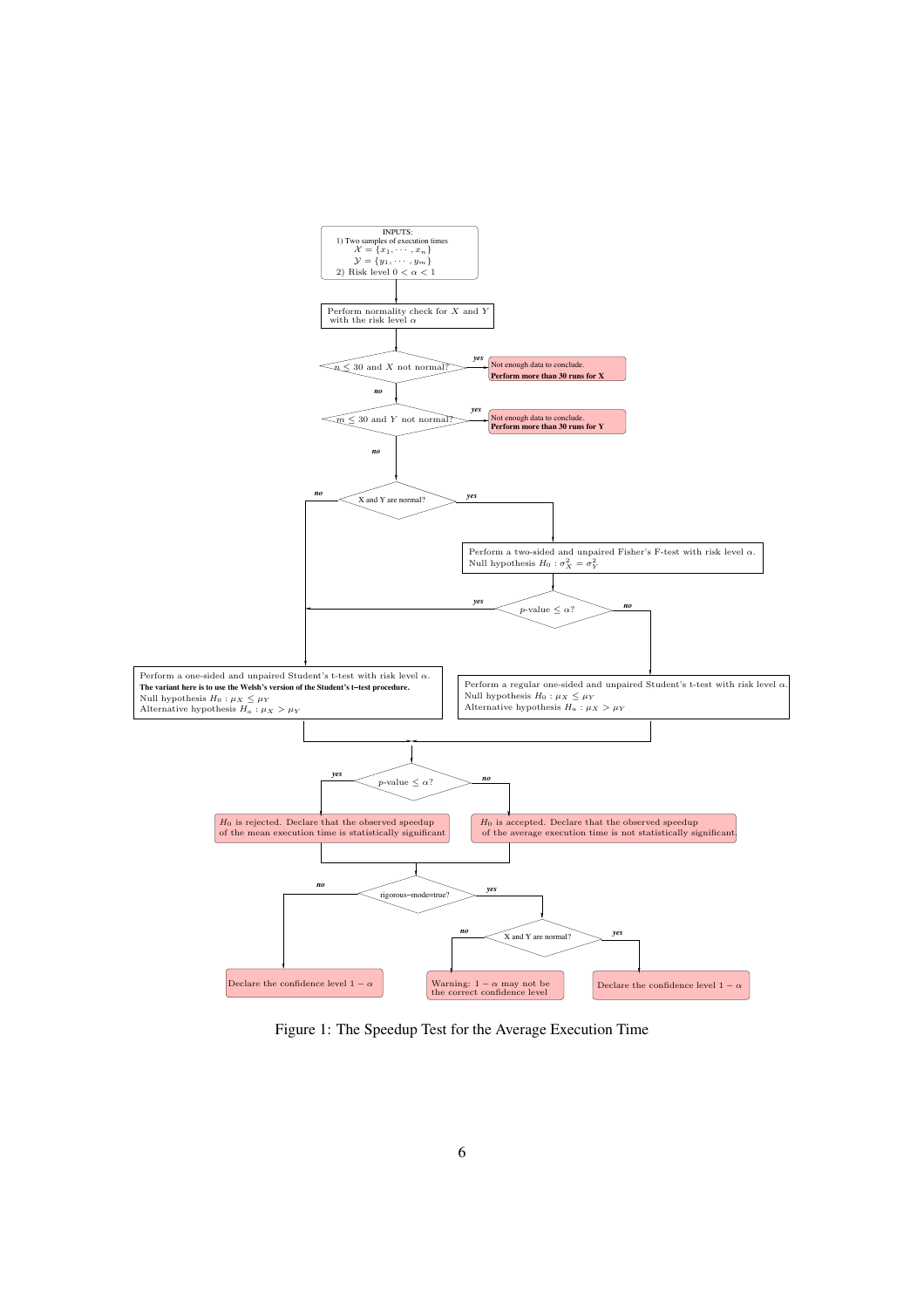INPUTS:
1) Two samples of execution times
$\mathcal{X} = \{x_1, \cdots, x_n\}$
$\mathcal{Y} = \{y_1, \cdots, y_m\}$
2) Risk level $0 < \alpha < 1$

Perform normality check for $X$ and $Y$ with the risk level $\alpha$

$n \leq 30$ and $X$ not normal?
- *yes*: Not enough data to conclude. **Perform more than 30 runs for X**
- *no*: continue

$m \leq 30$ and $Y$ not normal?
- *yes*: Not enough data to conclude. **Perform more than 30 runs for Y**
- *no*: continue

X and Y are normal?
- *yes*: Perform a two-sided and unpaired Fisher's F-test with risk level $\alpha$. Null hypothesis $H_0 : \sigma_X^2 = \sigma_Y^2$
  - $p$-value $\leq \alpha$?
    - *yes*: go to the Welsh's t-test below
    - *no*: Perform a regular one-sided and unpaired Student's t-test with risk level $\alpha$. Null hypothesis $H_0 : \mu_X \leq \mu_Y$. Alternative hypothesis $H_a : \mu_X > \mu_Y$
- *no*: Perform a one-sided and unpaired Student's t-test with risk level $\alpha$. **The variant here is to use the Welsh's version of the Student's t–test procedure.** Null hypothesis $H_0 : \mu_X \leq \mu_Y$. Alternative hypothesis $H_a : \mu_X > \mu_Y$

$p$-value $\leq \alpha$?
- *yes*: $H_0$ is rejected. Declare that the observed speedup of the mean execution time is statistically significant
- *no*: $H_0$ is accepted. Declare that the observed speedup of the average execution time is not statistically significant.

rigorous–mode=true?
- *no*: Declare the confidence level $1 - \alpha$
- *yes*: X and Y are normal?
  - *no*: Warning: $1 - \alpha$ may not be the correct confidence level
  - *yes*: Declare the confidence level $1 - \alpha$

Figure 1: The Speedup Test for the Average Execution Time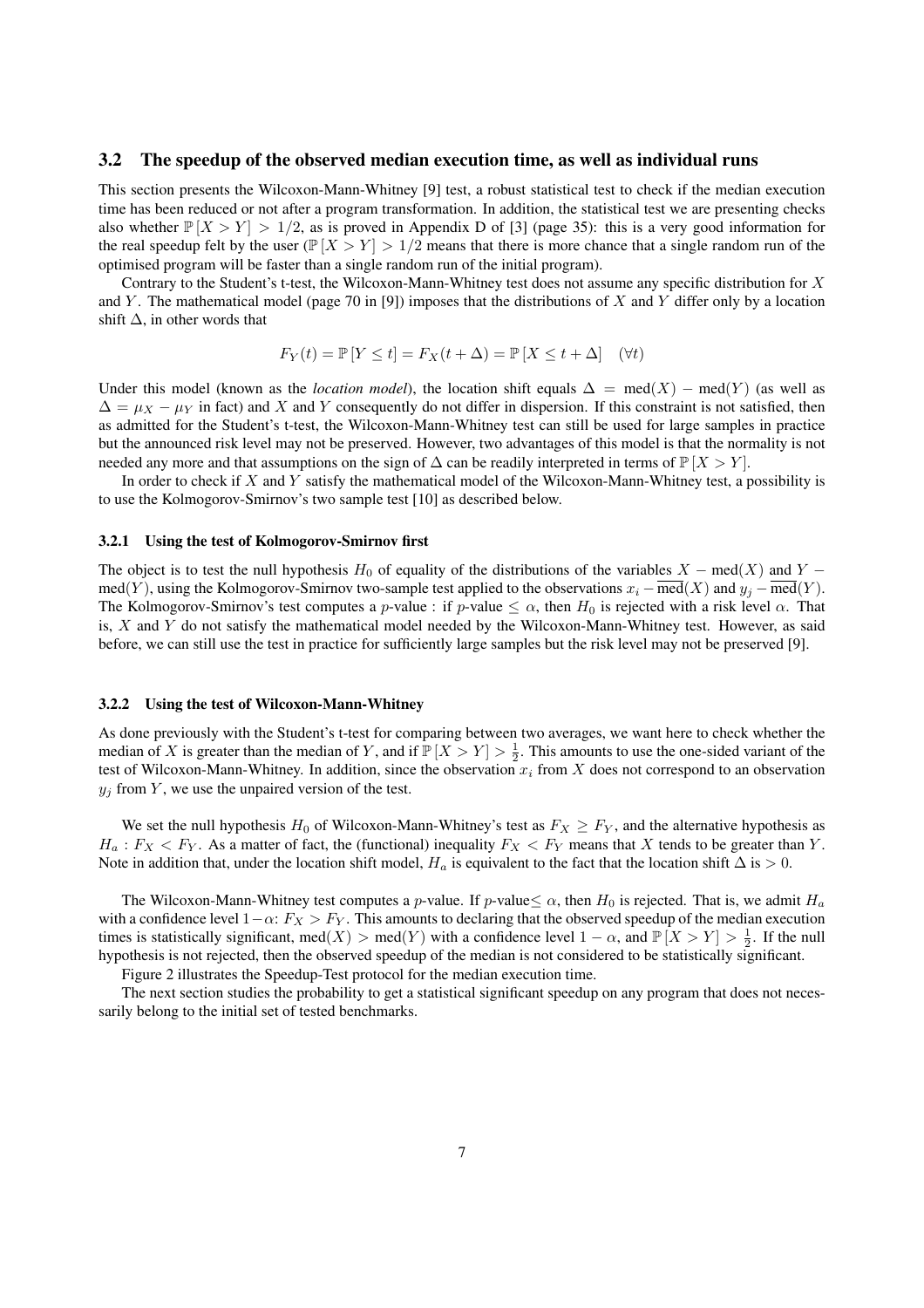## 3.2 The speedup of the observed median execution time, as well as individual runs

This section presents the Wilcoxon-Mann-Whitney [9] test, a robust statistical test to check if the median execution time has been reduced or not after a program transformation. In addition, the statistical test we are presenting checks also whether $\mathbb{P}[X > Y] > 1/2$, as is proved in Appendix D of [3] (page 35): this is a very good information for the real speedup felt by the user ($\mathbb{P}[X > Y] > 1/2$ means that there is more chance that a single random run of the optimised program will be faster than a single random run of the initial program).

Contrary to the Student's t-test, the Wilcoxon-Mann-Whitney test does not assume any specific distribution for $X$ and $Y$. The mathematical model (page 70 in [9]) imposes that the distributions of $X$ and $Y$ differ only by a location shift $\Delta$, in other words that

$$F_Y(t) = \mathbb{P}[Y \leq t] = F_X(t + \Delta) = \mathbb{P}[X \leq t + \Delta] \quad (\forall t)$$

Under this model (known as the *location model*), the location shift equals $\Delta = \text{med}(X) - \text{med}(Y)$ (as well as $\Delta = \mu_X - \mu_Y$ in fact) and $X$ and $Y$ consequently do not differ in dispersion. If this constraint is not satisfied, then as admitted for the Student's t-test, the Wilcoxon-Mann-Whitney test can still be used for large samples in practice but the announced risk level may not be preserved. However, two advantages of this model is that the normality is not needed any more and that assumptions on the sign of $\Delta$ can be readily interpreted in terms of $\mathbb{P}[X > Y]$.

In order to check if $X$ and $Y$ satisfy the mathematical model of the Wilcoxon-Mann-Whitney test, a possibility is to use the Kolmogorov-Smirnov's two sample test [10] as described below.

### 3.2.1 Using the test of Kolmogorov-Smirnov first

The object is to test the null hypothesis $H_0$ of equality of the distributions of the variables $X - \text{med}(X)$ and $Y - \text{med}(Y)$, using the Kolmogorov-Smirnov two-sample test applied to the observations $x_i - \overline{\text{med}}(X)$ and $y_j - \overline{\text{med}}(Y)$. The Kolmogorov-Smirnov's test computes a $p$-value : if $p$-value $\leq \alpha$, then $H_0$ is rejected with a risk level $\alpha$. That is, $X$ and $Y$ do not satisfy the mathematical model needed by the Wilcoxon-Mann-Whitney test. However, as said before, we can still use the test in practice for sufficiently large samples but the risk level may not be preserved [9].

### 3.2.2 Using the test of Wilcoxon-Mann-Whitney

As done previously with the Student's t-test for comparing between two averages, we want here to check whether the median of $X$ is greater than the median of $Y$, and if $\mathbb{P}[X > Y] > \frac{1}{2}$. This amounts to use the one-sided variant of the test of Wilcoxon-Mann-Whitney. In addition, since the observation $x_i$ from $X$ does not correspond to an observation $y_j$ from $Y$, we use the unpaired version of the test.

We set the null hypothesis $H_0$ of Wilcoxon-Mann-Whitney's test as $F_X \geq F_Y$, and the alternative hypothesis as $H_a : F_X < F_Y$. As a matter of fact, the (functional) inequality $F_X < F_Y$ means that $X$ tends to be greater than $Y$. Note in addition that, under the location shift model, $H_a$ is equivalent to the fact that the location shift $\Delta$ is $> 0$.

The Wilcoxon-Mann-Whitney test computes a $p$-value. If $p$-value$\leq \alpha$, then $H_0$ is rejected. That is, we admit $H_a$ with a confidence level $1-\alpha$: $F_X > F_Y$. This amounts to declaring that the observed speedup of the median execution times is statistically significant, $\text{med}(X) > \text{med}(Y)$ with a confidence level $1 - \alpha$, and $\mathbb{P}[X > Y] > \frac{1}{2}$. If the null hypothesis is not rejected, then the observed speedup of the median is not considered to be statistically significant.

Figure 2 illustrates the Speedup-Test protocol for the median execution time.

The next section studies the probability to get a statistical significant speedup on any program that does not necessarily belong to the initial set of tested benchmarks.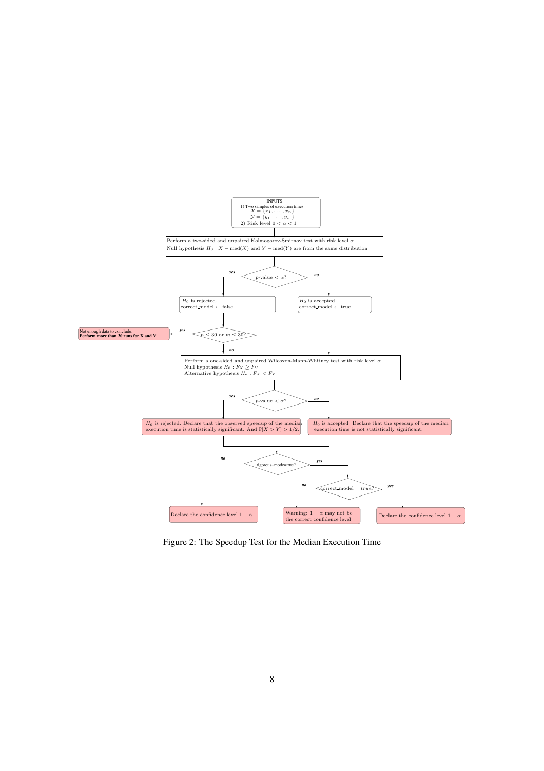INPUTS:
1) Two samples of execution times
$\mathcal{X} = \{x_1, \cdots, x_n\}$
$\mathcal{Y} = \{y_1, \cdots, y_m\}$
2) Risk level $0 < \alpha < 1$

Perform a two-sided and unpaired Kolmogorov-Smirnov test with risk level $\alpha$
Null hypothesis $H_0 : X - \text{med}(X)$ and $Y - \text{med}(Y)$ are from the same distribution

$p$-value $< \alpha$?

*yes*: $H_0$ is rejected. correct_model $\leftarrow$ false

*no*: $H_0$ is accepted. correct_model $\leftarrow$ true

$n \leq 30$ or $m \leq 30$?

*yes*: Not enough data to conclude. **Perform more than 30 runs for X and Y**

*no*:

Perform a one-sided and unpaired Wilcoxon-Mann-Whitney test with risk level $\alpha$
Null hypothesis $H_0 : F_X \geq F_Y$
Alternative hypothesis $H_a : F_X < F_Y$

$p$-value $< \alpha$?

*yes*: $H_0$ is rejected. Declare that the observed speedup of the median execution time is statistically significant. And $\mathbb{P}[X > Y] > 1/2$.

*no*: $H_0$ is accepted. Declare that the speedup of the median execution time is not statistically significant.

rigorous−mode=true?

*no*: Declare the confidence level $1 - \alpha$

*yes*: correct_model $= true$?

*no*: Warning: $1 - \alpha$ may not be the correct confidence level

*yes*: Declare the confidence level $1 - \alpha$

Figure 2: The Speedup Test for the Median Execution Time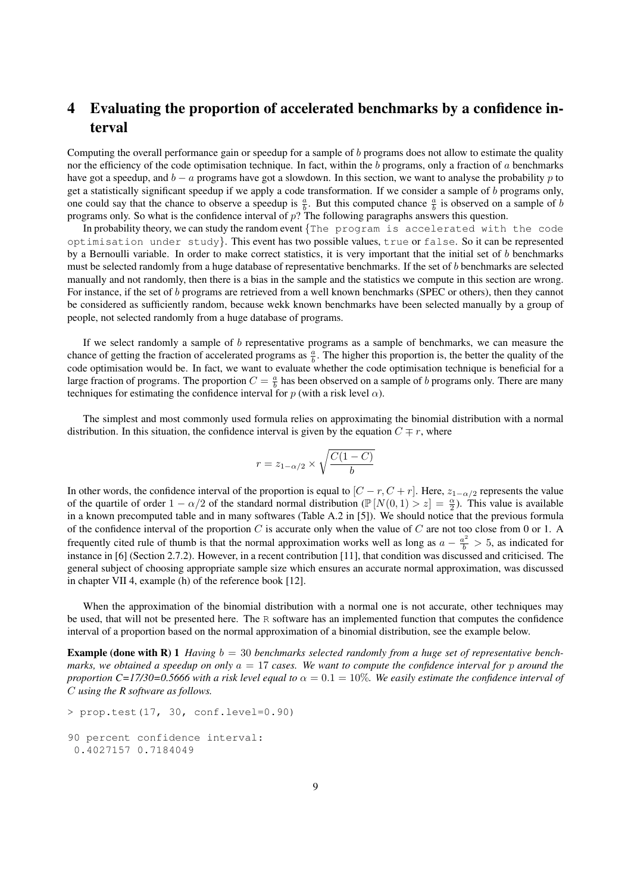# 4 Evaluating the proportion of accelerated benchmarks by a confidence interval

Computing the overall performance gain or speedup for a sample of $b$ programs does not allow to estimate the quality nor the efficiency of the code optimisation technique. In fact, within the $b$ programs, only a fraction of $a$ benchmarks have got a speedup, and $b - a$ programs have got a slowdown. In this section, we want to analyse the probability $p$ to get a statistically significant speedup if we apply a code transformation. If we consider a sample of $b$ programs only, one could say that the chance to observe a speedup is $\frac{a}{b}$. But this computed chance $\frac{a}{b}$ is observed on a sample of $b$ programs only. So what is the confidence interval of $p$? The following paragraphs answers this question.

In probability theory, we can study the random event {`The program is accelerated with the code optimisation under study`}. This event has two possible values, `true` or `false`. So it can be represented by a Bernoulli variable. In order to make correct statistics, it is very important that the initial set of $b$ benchmarks must be selected randomly from a huge database of representative benchmarks. If the set of $b$ benchmarks are selected manually and not randomly, then there is a bias in the sample and the statistics we compute in this section are wrong. For instance, if the set of $b$ programs are retrieved from a well known benchmarks (SPEC or others), then they cannot be considered as sufficiently random, because wekk known benchmarks have been selected manually by a group of people, not selected randomly from a huge database of programs.

If we select randomly a sample of $b$ representative programs as a sample of benchmarks, we can measure the chance of getting the fraction of accelerated programs as $\frac{a}{b}$. The higher this proportion is, the better the quality of the code optimisation would be. In fact, we want to evaluate whether the code optimisation technique is beneficial for a large fraction of programs. The proportion $C = \frac{a}{b}$ has been observed on a sample of $b$ programs only. There are many techniques for estimating the confidence interval for $p$ (with a risk level $\alpha$).

The simplest and most commonly used formula relies on approximating the binomial distribution with a normal distribution. In this situation, the confidence interval is given by the equation $C \mp r$, where

$$r = z_{1-\alpha/2} \times \sqrt{\frac{C(1-C)}{b}}$$

In other words, the confidence interval of the proportion is equal to $[C - r, C + r]$. Here, $z_{1-\alpha/2}$ represents the value of the quartile of order $1 - \alpha/2$ of the standard normal distribution ($\mathbb{P}[N(0,1) > z] = \frac{\alpha}{2}$). This value is available in a known precomputed table and in many softwares (Table A.2 in [5]). We should notice that the previous formula of the confidence interval of the proportion $C$ is accurate only when the value of $C$ are not too close from 0 or 1. A frequently cited rule of thumb is that the normal approximation works well as long as $a - \frac{a^2}{b} > 5$, as indicated for instance in [6] (Section 2.7.2). However, in a recent contribution [11], that condition was discussed and criticised. The general subject of choosing appropriate sample size which ensures an accurate normal approximation, was discussed in chapter VII 4, example (h) of the reference book [12].

When the approximation of the binomial distribution with a normal one is not accurate, other techniques may be used, that will not be presented here. The `R` software has an implemented function that computes the confidence interval of a proportion based on the normal approximation of a binomial distribution, see the example below.

**Example (done with R) 1** *Having $b = 30$ benchmarks selected randomly from a huge set of representative benchmarks, we obtained a speedup on only $a = 17$ cases. We want to compute the confidence interval for $p$ around the proportion C=17/30=0.5666 with a risk level equal to $\alpha = 0.1 = 10\%$. We easily estimate the confidence interval of $C$ using the R software as follows.*

```
> prop.test(17, 30, conf.level=0.90)

90 percent confidence interval:
 0.4027157 0.7184049
```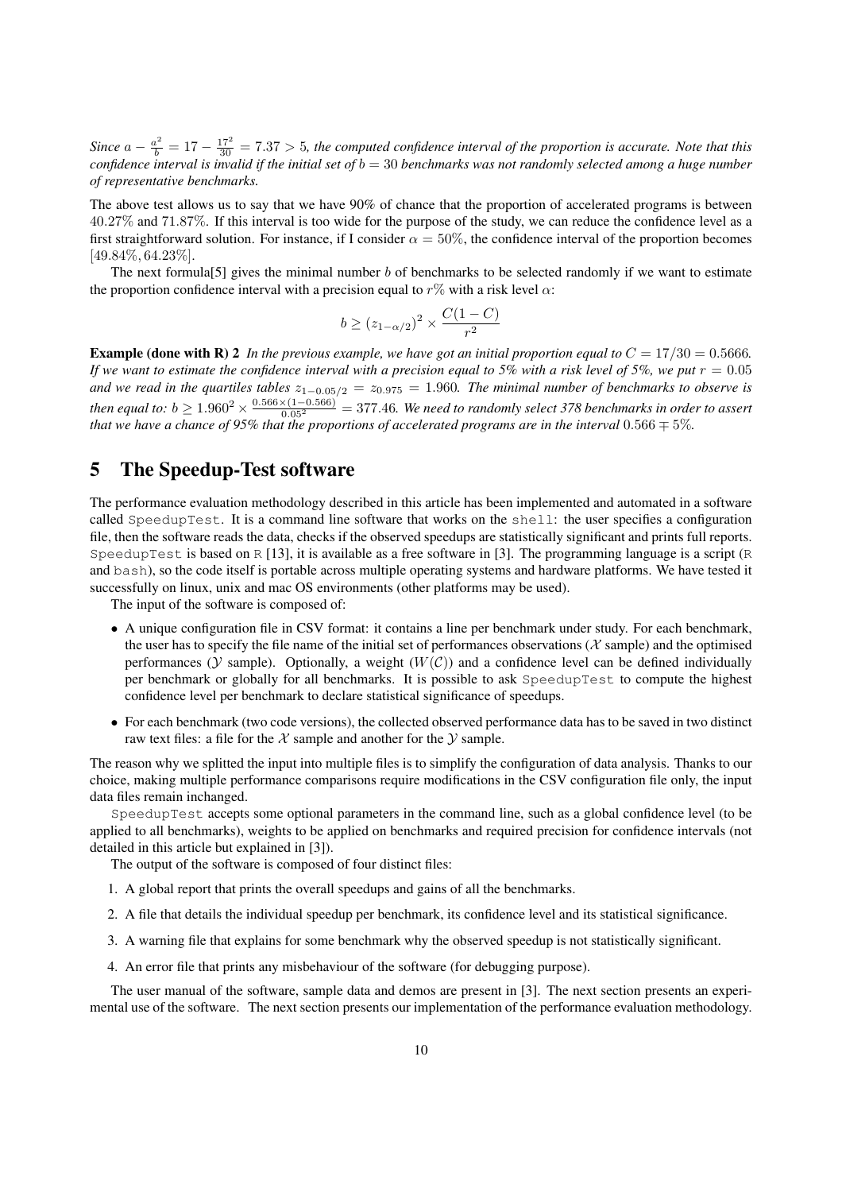*Since $a - \frac{a^2}{b} = 17 - \frac{17^2}{30} = 7.37 > 5$, the computed confidence interval of the proportion is accurate. Note that this confidence interval is invalid if the initial set of $b = 30$ benchmarks was not randomly selected among a huge number of representative benchmarks.*

The above test allows us to say that we have 90% of chance that the proportion of accelerated programs is between $40.27\%$ and $71.87\%$. If this interval is too wide for the purpose of the study, we can reduce the confidence level as a first straightforward solution. For instance, if I consider $\alpha = 50\%$, the confidence interval of the proportion becomes $[49.84\%, 64.23\%]$.

The next formula[5] gives the minimal number $b$ of benchmarks to be selected randomly if we want to estimate the proportion confidence interval with a precision equal to $r\%$ with a risk level $\alpha$:

$$b \geq (z_{1-\alpha/2})^2 \times \frac{C(1-C)}{r^2}$$

**Example (done with R) 2** *In the previous example, we have got an initial proportion equal to $C = 17/30 = 0.5666$. If we want to estimate the confidence interval with a precision equal to 5% with a risk level of 5%, we put $r = 0.05$ and we read in the quartiles tables $z_{1-0.05/2} = z_{0.975} = 1.960$. The minimal number of benchmarks to observe is then equal to: $b \geq 1.960^2 \times \frac{0.566 \times (1-0.566)}{0.05^2} = 377.46$. We need to randomly select 378 benchmarks in order to assert that we have a chance of 95% that the proportions of accelerated programs are in the interval $0.566 \mp 5\%$.*

# 5 The Speedup-Test software

The performance evaluation methodology described in this article has been implemented and automated in a software called `SpeedupTest`. It is a command line software that works on the `shell`: the user specifies a configuration file, then the software reads the data, checks if the observed speedups are statistically significant and prints full reports. `SpeedupTest` is based on `R` [13], it is available as a free software in [3]. The programming language is a script (`R` and `bash`), so the code itself is portable across multiple operating systems and hardware platforms. We have tested it successfully on linux, unix and mac OS environments (other platforms may be used).

The input of the software is composed of:

- A unique configuration file in CSV format: it contains a line per benchmark under study. For each benchmark, the user has to specify the file name of the initial set of performances observations ($\mathcal{X}$ sample) and the optimised performances ($\mathcal{Y}$ sample). Optionally, a weight ($W(\mathcal{C})$) and a confidence level can be defined individually per benchmark or globally for all benchmarks. It is possible to ask `SpeedupTest` to compute the highest confidence level per benchmark to declare statistical significance of speedups.
- For each benchmark (two code versions), the collected observed performance data has to be saved in two distinct raw text files: a file for the $\mathcal{X}$ sample and another for the $\mathcal{Y}$ sample.

The reason why we splitted the input into multiple files is to simplify the configuration of data analysis. Thanks to our choice, making multiple performance comparisons require modifications in the CSV configuration file only, the input data files remain inchanged.

`SpeedupTest` accepts some optional parameters in the command line, such as a global confidence level (to be applied to all benchmarks), weights to be applied on benchmarks and required precision for confidence intervals (not detailed in this article but explained in [3]).

The output of the software is composed of four distinct files:

1. A global report that prints the overall speedups and gains of all the benchmarks.
2. A file that details the individual speedup per benchmark, its confidence level and its statistical significance.
3. A warning file that explains for some benchmark why the observed speedup is not statistically significant.
4. An error file that prints any misbehaviour of the software (for debugging purpose).

The user manual of the software, sample data and demos are present in [3]. The next section presents an experimental use of the software. The next section presents our implementation of the performance evaluation methodology.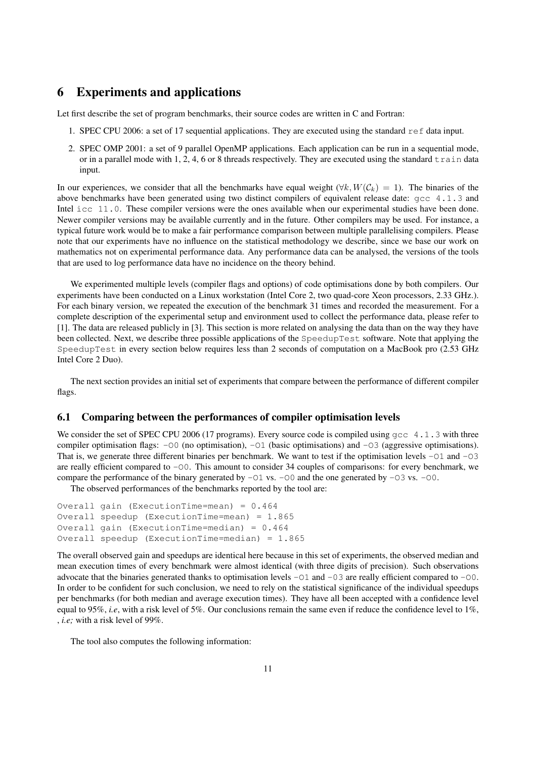# 6 Experiments and applications

Let first describe the set of program benchmarks, their source codes are written in C and Fortran:

1. SPEC CPU 2006: a set of 17 sequential applications. They are executed using the standard `ref` data input.
2. SPEC OMP 2001: a set of 9 parallel OpenMP applications. Each application can be run in a sequential mode, or in a parallel mode with 1, 2, 4, 6 or 8 threads respectively. They are executed using the standard `train` data input.

In our experiences, we consider that all the benchmarks have equal weight ($\forall k, W(\mathcal{C}_k) = 1$). The binaries of the above benchmarks have been generated using two distinct compilers of equivalent release date: `gcc 4.1.3` and Intel `icc 11.0`. These compiler versions were the ones available when our experimental studies have been done. Newer compiler versions may be available currently and in the future. Other compilers may be used. For instance, a typical future work would be to make a fair performance comparison between multiple parallelising compilers. Please note that our experiments have no influence on the statistical methodology we describe, since we base our work on mathematics not on experimental performance data. Any performance data can be analysed, the versions of the tools that are used to log performance data have no incidence on the theory behind.

We experimented multiple levels (compiler flags and options) of code optimisations done by both compilers. Our experiments have been conducted on a Linux workstation (Intel Core 2, two quad-core Xeon processors, 2.33 GHz.). For each binary version, we repeated the execution of the benchmark 31 times and recorded the measurement. For a complete description of the experimental setup and environment used to collect the performance data, please refer to [1]. The data are released publicly in [3]. This section is more related on analysing the data than on the way they have been collected. Next, we describe three possible applications of the `SpeedupTest` software. Note that applying the `SpeedupTest` in every section below requires less than 2 seconds of computation on a MacBook pro (2.53 GHz Intel Core 2 Duo).

The next section provides an initial set of experiments that compare between the performance of different compiler flags.

## 6.1 Comparing between the performances of compiler optimisation levels

We consider the set of SPEC CPU 2006 (17 programs). Every source code is compiled using `gcc 4.1.3` with three compiler optimisation flags: `-O0` (no optimisation), `-O1` (basic optimisations) and `-O3` (aggressive optimisations). That is, we generate three different binaries per benchmark. We want to test if the optimisation levels `-O1` and `-O3` are really efficient compared to `-O0`. This amount to consider 34 couples of comparisons: for every benchmark, we compare the performance of the binary generated by `-O1` vs. `-O0` and the one generated by `-O3` vs. `-O0`.

The observed performances of the benchmarks reported by the tool are:

```
Overall gain (ExecutionTime=mean) = 0.464
Overall speedup (ExecutionTime=mean) = 1.865
Overall gain (ExecutionTime=median) = 0.464
Overall speedup (ExecutionTime=median) = 1.865
```

The overall observed gain and speedups are identical here because in this set of experiments, the observed median and mean execution times of every benchmark were almost identical (with three digits of precision). Such observations advocate that the binaries generated thanks to optimisation levels `-O1` and `-O3` are really efficient compared to `-O0`. In order to be confident for such conclusion, we need to rely on the statistical significance of the individual speedups per benchmarks (for both median and average execution times). They have all been accepted with a confidence level equal to 95%, *i.e*, with a risk level of 5%. Our conclusions remain the same even if reduce the confidence level to 1%, , *i.e;* with a risk level of 99%.

The tool also computes the following information: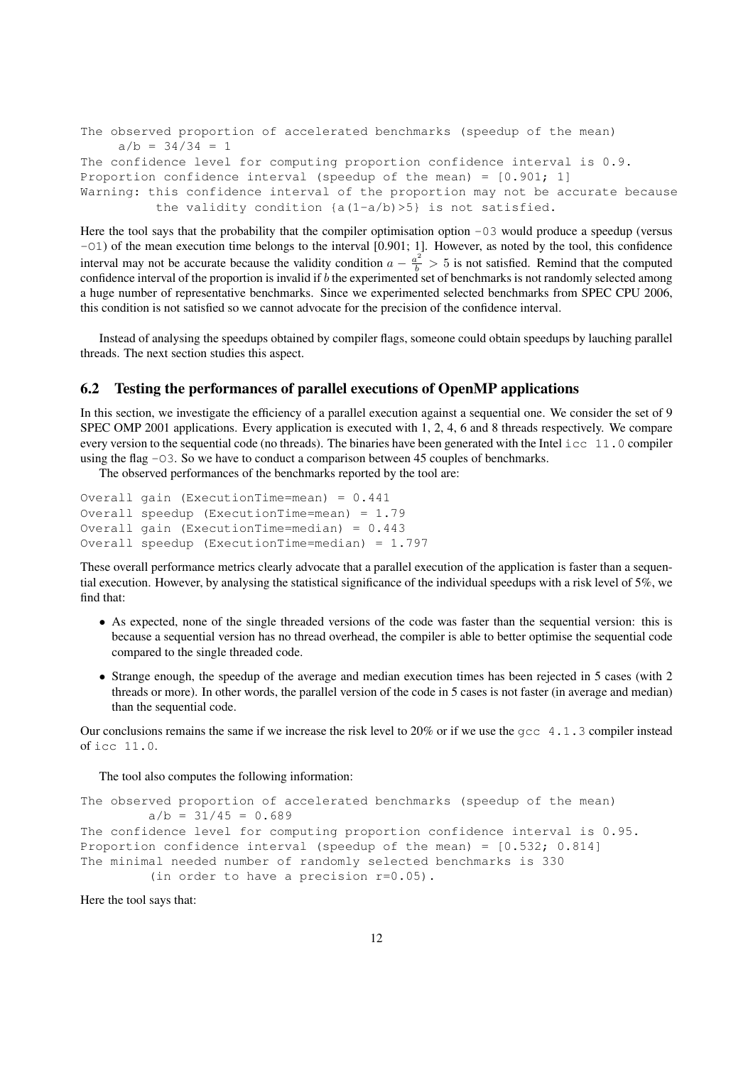```
The observed proportion of accelerated benchmarks (speedup of the mean)
     a/b = 34/34 = 1
The confidence level for computing proportion confidence interval is 0.9.
Proportion confidence interval (speedup of the mean) = [0.901; 1]
Warning: this confidence interval of the proportion may not be accurate because
          the validity condition {a(1-a/b)>5} is not satisfied.
```

Here the tool says that the probability that the compiler optimisation option `-O3` would produce a speedup (versus `-O1`) of the mean execution time belongs to the interval [0.901; 1]. However, as noted by the tool, this confidence interval may not be accurate because the validity condition $a - \frac{a^2}{b} > 5$ is not satisfied. Remind that the computed confidence interval of the proportion is invalid if $b$ the experimented set of benchmarks is not randomly selected among a huge number of representative benchmarks. Since we experimented selected benchmarks from SPEC CPU 2006, this condition is not satisfied so we cannot advocate for the precision of the confidence interval.

Instead of analysing the speedups obtained by compiler flags, someone could obtain speedups by lauching parallel threads. The next section studies this aspect.

## 6.2 Testing the performances of parallel executions of OpenMP applications

In this section, we investigate the efficiency of a parallel execution against a sequential one. We consider the set of 9 SPEC OMP 2001 applications. Every application is executed with 1, 2, 4, 6 and 8 threads respectively. We compare every version to the sequential code (no threads). The binaries have been generated with the Intel `icc 11.0` compiler using the flag `-O3`. So we have to conduct a comparison between 45 couples of benchmarks.

The observed performances of the benchmarks reported by the tool are:

```
Overall gain (ExecutionTime=mean) = 0.441
Overall speedup (ExecutionTime=mean) = 1.79
Overall gain (ExecutionTime=median) = 0.443
Overall speedup (ExecutionTime=median) = 1.797
```

These overall performance metrics clearly advocate that a parallel execution of the application is faster than a sequential execution. However, by analysing the statistical significance of the individual speedups with a risk level of 5%, we find that:

- As expected, none of the single threaded versions of the code was faster than the sequential version: this is because a sequential version has no thread overhead, the compiler is able to better optimise the sequential code compared to the single threaded code.
- Strange enough, the speedup of the average and median execution times has been rejected in 5 cases (with 2 threads or more). In other words, the parallel version of the code in 5 cases is not faster (in average and median) than the sequential code.

Our conclusions remains the same if we increase the risk level to 20% or if we use the `gcc 4.1.3` compiler instead of `icc 11.0`.

The tool also computes the following information:

```
The observed proportion of accelerated benchmarks (speedup of the mean)
        a/b = 31/45 = 0.689
The confidence level for computing proportion confidence interval is 0.95.
Proportion confidence interval (speedup of the mean) = [0.532; 0.814]
The minimal needed number of randomly selected benchmarks is 330
         (in order to have a precision r=0.05).
```

Here the tool says that: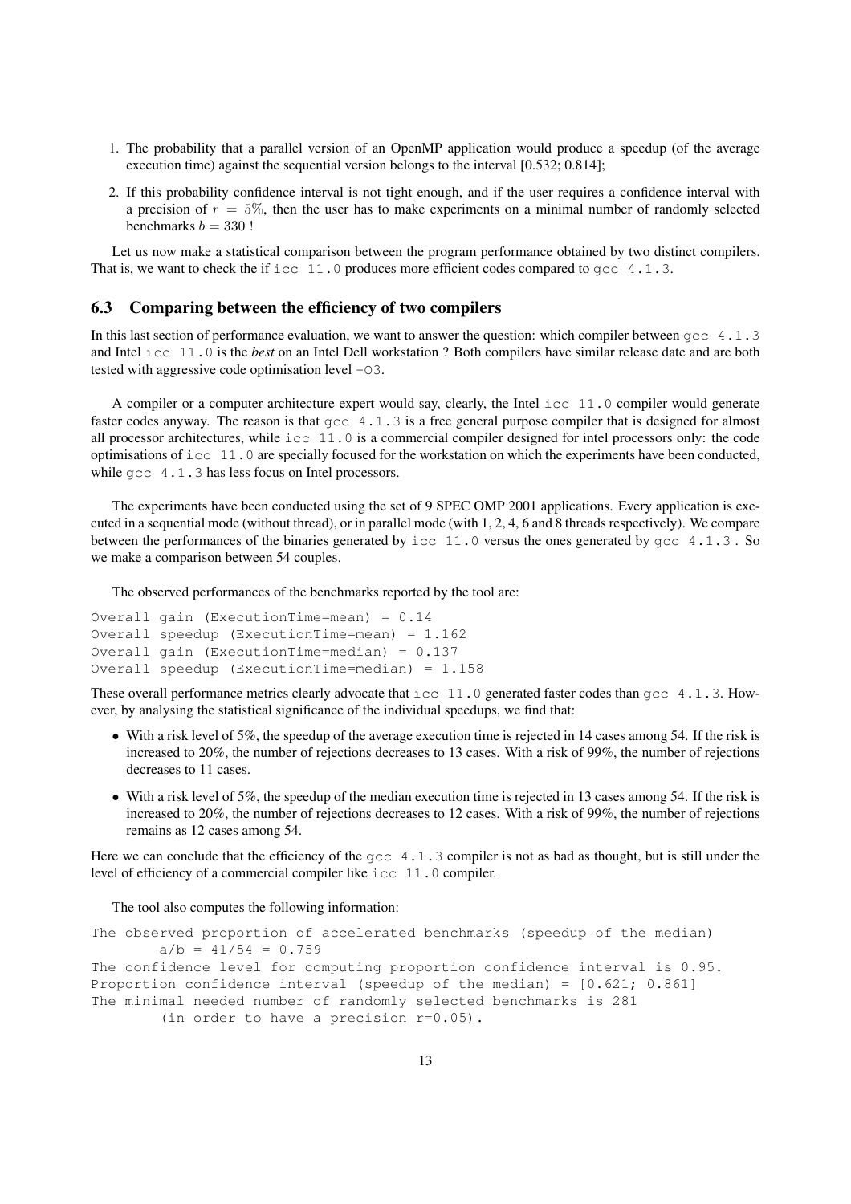1. The probability that a parallel version of an OpenMP application would produce a speedup (of the average execution time) against the sequential version belongs to the interval [0.532; 0.814];
2. If this probability confidence interval is not tight enough, and if the user requires a confidence interval with a precision of $r = 5\%$, then the user has to make experiments on a minimal number of randomly selected benchmarks $b = 330$ !

Let us now make a statistical comparison between the program performance obtained by two distinct compilers. That is, we want to check the if `icc 11.0` produces more efficient codes compared to `gcc 4.1.3`.

### 6.3 Comparing between the efficiency of two compilers

In this last section of performance evaluation, we want to answer the question: which compiler between `gcc 4.1.3` and Intel `icc 11.0` is the *best* on an Intel Dell workstation ? Both compilers have similar release date and are both tested with aggressive code optimisation level `-O3`.

A compiler or a computer architecture expert would say, clearly, the Intel `icc 11.0` compiler would generate faster codes anyway. The reason is that `gcc 4.1.3` is a free general purpose compiler that is designed for almost all processor architectures, while `icc 11.0` is a commercial compiler designed for intel processors only: the code optimisations of `icc 11.0` are specially focused for the workstation on which the experiments have been conducted, while `gcc 4.1.3` has less focus on Intel processors.

The experiments have been conducted using the set of 9 SPEC OMP 2001 applications. Every application is executed in a sequential mode (without thread), or in parallel mode (with 1, 2, 4, 6 and 8 threads respectively). We compare between the performances of the binaries generated by `icc 11.0` versus the ones generated by `gcc 4.1.3` . So we make a comparison between 54 couples.

The observed performances of the benchmarks reported by the tool are:

```
Overall gain (ExecutionTime=mean) = 0.14
Overall speedup (ExecutionTime=mean) = 1.162
Overall gain (ExecutionTime=median) = 0.137
Overall speedup (ExecutionTime=median) = 1.158
```

These overall performance metrics clearly advocate that `icc 11.0` generated faster codes than `gcc 4.1.3`. However, by analysing the statistical significance of the individual speedups, we find that:

- With a risk level of 5%, the speedup of the average execution time is rejected in 14 cases among 54. If the risk is increased to 20%, the number of rejections decreases to 13 cases. With a risk of 99%, the number of rejections decreases to 11 cases.
- With a risk level of 5%, the speedup of the median execution time is rejected in 13 cases among 54. If the risk is increased to 20%, the number of rejections decreases to 12 cases. With a risk of 99%, the number of rejections remains as 12 cases among 54.

Here we can conclude that the efficiency of the `gcc 4.1.3` compiler is not as bad as thought, but is still under the level of efficiency of a commercial compiler like `icc 11.0` compiler.

The tool also computes the following information:

```
The observed proportion of accelerated benchmarks (speedup of the median)
        a/b = 41/54 = 0.759
The confidence level for computing proportion confidence interval is 0.95.
Proportion confidence interval (speedup of the median) = [0.621; 0.861]
The minimal needed number of randomly selected benchmarks is 281
        (in order to have a precision r=0.05).
```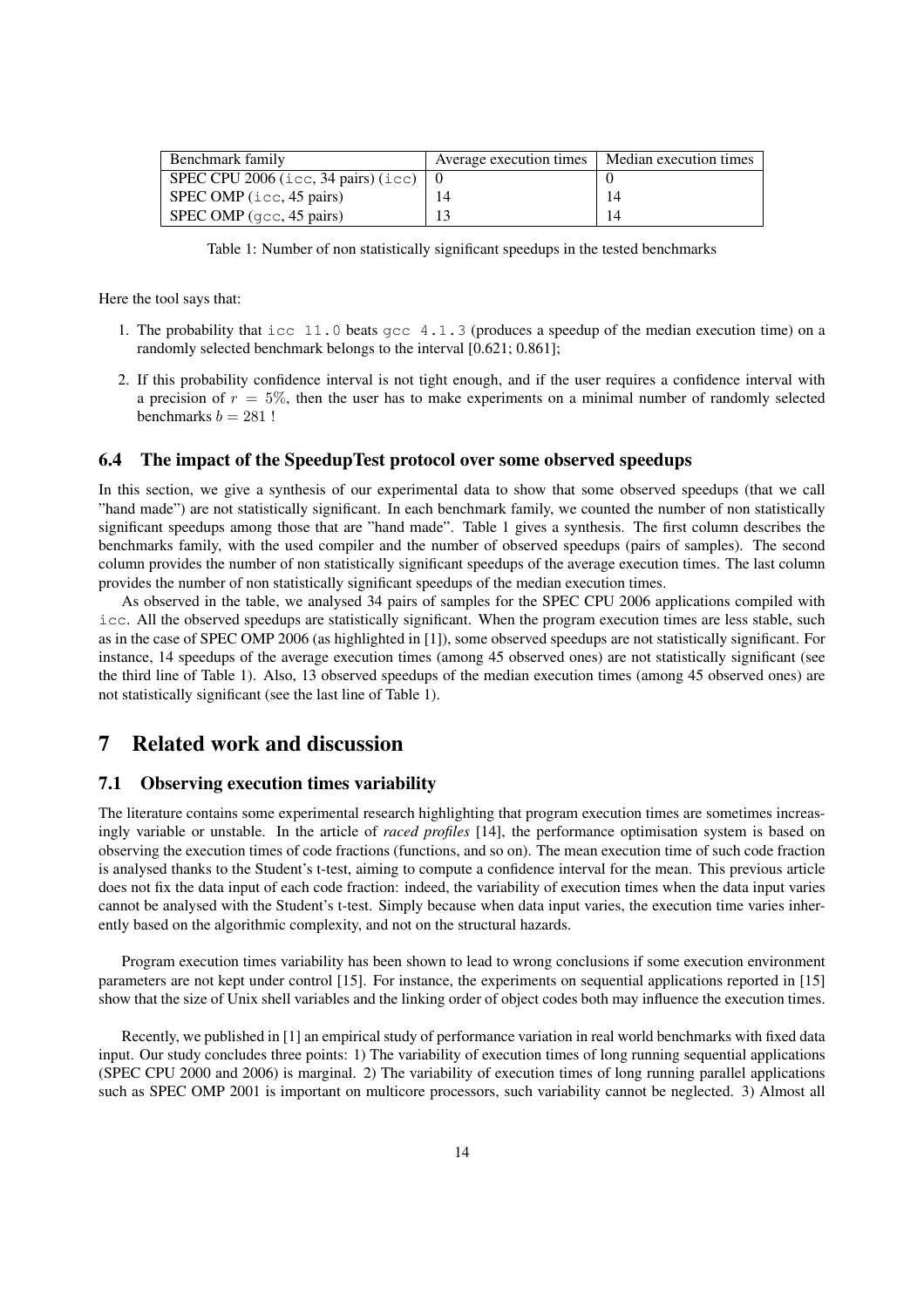| Benchmark family | Average execution times | Median execution times |
| --- | --- | --- |
| SPEC CPU 2006 (icc, 34 pairs) (icc) | 0 | 0 |
| SPEC OMP (icc, 45 pairs) | 14 | 14 |
| SPEC OMP (gcc, 45 pairs) | 13 | 14 |

Table 1: Number of non statistically significant speedups in the tested benchmarks

Here the tool says that:

1. The probability that icc 11.0 beats gcc 4.1.3 (produces a speedup of the median execution time) on a randomly selected benchmark belongs to the interval [0.621; 0.861];
2. If this probability confidence interval is not tight enough, and if the user requires a confidence interval with a precision of $r = 5\%$, then the user has to make experiments on a minimal number of randomly selected benchmarks $b = 281$ !

### 6.4 The impact of the SpeedupTest protocol over some observed speedups

In this section, we give a synthesis of our experimental data to show that some observed speedups (that we call "hand made") are not statistically significant. In each benchmark family, we counted the number of non statistically significant speedups among those that are "hand made". Table 1 gives a synthesis. The first column describes the benchmarks family, with the used compiler and the number of observed speedups (pairs of samples). The second column provides the number of non statistically significant speedups of the average execution times. The last column provides the number of non statistically significant speedups of the median execution times.

As observed in the table, we analysed 34 pairs of samples for the SPEC CPU 2006 applications compiled with icc. All the observed speedups are statistically significant. When the program execution times are less stable, such as in the case of SPEC OMP 2006 (as highlighted in [1]), some observed speedups are not statistically significant. For instance, 14 speedups of the average execution times (among 45 observed ones) are not statistically significant (see the third line of Table 1). Also, 13 observed speedups of the median execution times (among 45 observed ones) are not statistically significant (see the last line of Table 1).

## 7 Related work and discussion

### 7.1 Observing execution times variability

The literature contains some experimental research highlighting that program execution times are sometimes increasingly variable or unstable. In the article of *raced profiles* [14], the performance optimisation system is based on observing the execution times of code fractions (functions, and so on). The mean execution time of such code fraction is analysed thanks to the Student's t-test, aiming to compute a confidence interval for the mean. This previous article does not fix the data input of each code fraction: indeed, the variability of execution times when the data input varies cannot be analysed with the Student's t-test. Simply because when data input varies, the execution time varies inherently based on the algorithmic complexity, and not on the structural hazards.

Program execution times variability has been shown to lead to wrong conclusions if some execution environment parameters are not kept under control [15]. For instance, the experiments on sequential applications reported in [15] show that the size of Unix shell variables and the linking order of object codes both may influence the execution times.

Recently, we published in [1] an empirical study of performance variation in real world benchmarks with fixed data input. Our study concludes three points: 1) The variability of execution times of long running sequential applications (SPEC CPU 2000 and 2006) is marginal. 2) The variability of execution times of long running parallel applications such as SPEC OMP 2001 is important on multicore processors, such variability cannot be neglected. 3) Almost all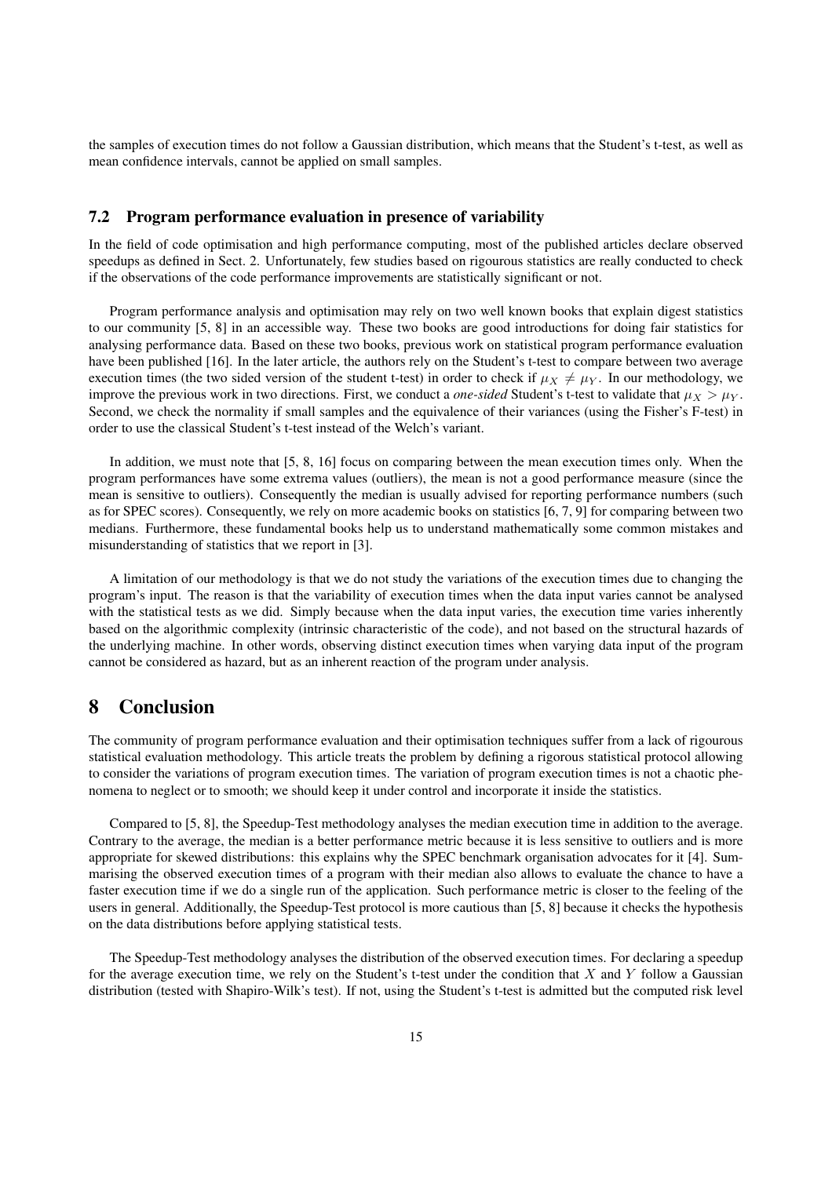the samples of execution times do not follow a Gaussian distribution, which means that the Student's t-test, as well as mean confidence intervals, cannot be applied on small samples.

### 7.2 Program performance evaluation in presence of variability

In the field of code optimisation and high performance computing, most of the published articles declare observed speedups as defined in Sect. 2. Unfortunately, few studies based on rigourous statistics are really conducted to check if the observations of the code performance improvements are statistically significant or not.

Program performance analysis and optimisation may rely on two well known books that explain digest statistics to our community [5, 8] in an accessible way. These two books are good introductions for doing fair statistics for analysing performance data. Based on these two books, previous work on statistical program performance evaluation have been published [16]. In the later article, the authors rely on the Student's t-test to compare between two average execution times (the two sided version of the student t-test) in order to check if $\mu_X \neq \mu_Y$. In our methodology, we improve the previous work in two directions. First, we conduct a *one-sided* Student's t-test to validate that $\mu_X > \mu_Y$. Second, we check the normality if small samples and the equivalence of their variances (using the Fisher's F-test) in order to use the classical Student's t-test instead of the Welch's variant.

In addition, we must note that [5, 8, 16] focus on comparing between the mean execution times only. When the program performances have some extrema values (outliers), the mean is not a good performance measure (since the mean is sensitive to outliers). Consequently the median is usually advised for reporting performance numbers (such as for SPEC scores). Consequently, we rely on more academic books on statistics [6, 7, 9] for comparing between two medians. Furthermore, these fundamental books help us to understand mathematically some common mistakes and misunderstanding of statistics that we report in [3].

A limitation of our methodology is that we do not study the variations of the execution times due to changing the program's input. The reason is that the variability of execution times when the data input varies cannot be analysed with the statistical tests as we did. Simply because when the data input varies, the execution time varies inherently based on the algorithmic complexity (intrinsic characteristic of the code), and not based on the structural hazards of the underlying machine. In other words, observing distinct execution times when varying data input of the program cannot be considered as hazard, but as an inherent reaction of the program under analysis.

## 8 Conclusion

The community of program performance evaluation and their optimisation techniques suffer from a lack of rigourous statistical evaluation methodology. This article treats the problem by defining a rigorous statistical protocol allowing to consider the variations of program execution times. The variation of program execution times is not a chaotic phenomena to neglect or to smooth; we should keep it under control and incorporate it inside the statistics.

Compared to [5, 8], the Speedup-Test methodology analyses the median execution time in addition to the average. Contrary to the average, the median is a better performance metric because it is less sensitive to outliers and is more appropriate for skewed distributions: this explains why the SPEC benchmark organisation advocates for it [4]. Summarising the observed execution times of a program with their median also allows to evaluate the chance to have a faster execution time if we do a single run of the application. Such performance metric is closer to the feeling of the users in general. Additionally, the Speedup-Test protocol is more cautious than [5, 8] because it checks the hypothesis on the data distributions before applying statistical tests.

The Speedup-Test methodology analyses the distribution of the observed execution times. For declaring a speedup for the average execution time, we rely on the Student's t-test under the condition that $X$ and $Y$ follow a Gaussian distribution (tested with Shapiro-Wilk's test). If not, using the Student's t-test is admitted but the computed risk level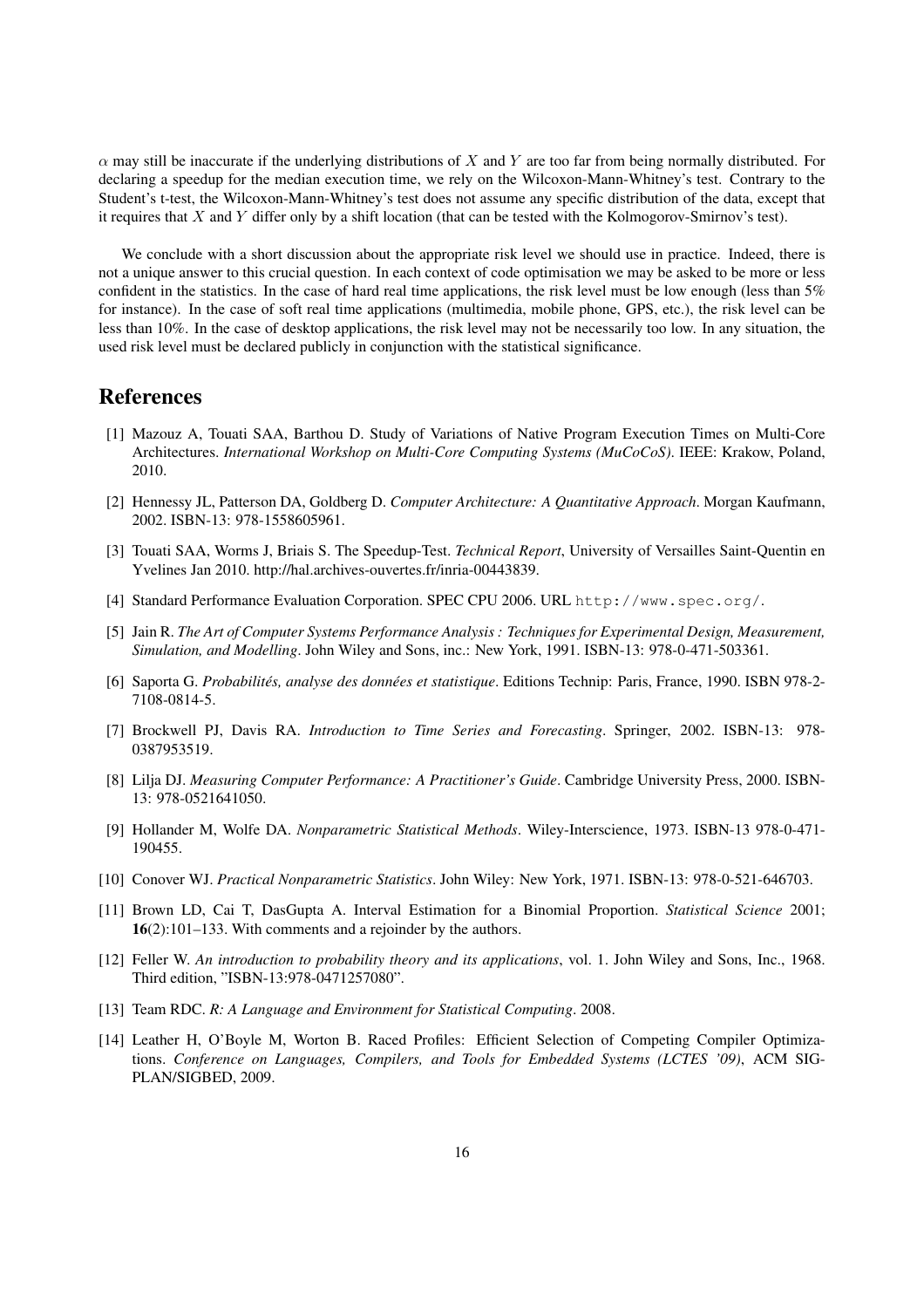$\alpha$ may still be inaccurate if the underlying distributions of $X$ and $Y$ are too far from being normally distributed. For declaring a speedup for the median execution time, we rely on the Wilcoxon-Mann-Whitney's test. Contrary to the Student's t-test, the Wilcoxon-Mann-Whitney's test does not assume any specific distribution of the data, except that it requires that $X$ and $Y$ differ only by a shift location (that can be tested with the Kolmogorov-Smirnov's test).

We conclude with a short discussion about the appropriate risk level we should use in practice. Indeed, there is not a unique answer to this crucial question. In each context of code optimisation we may be asked to be more or less confident in the statistics. In the case of hard real time applications, the risk level must be low enough (less than 5% for instance). In the case of soft real time applications (multimedia, mobile phone, GPS, etc.), the risk level can be less than 10%. In the case of desktop applications, the risk level may not be necessarily too low. In any situation, the used risk level must be declared publicly in conjunction with the statistical significance.

# References

[1] Mazouz A, Touati SAA, Barthou D. Study of Variations of Native Program Execution Times on Multi-Core Architectures. *International Workshop on Multi-Core Computing Systems (MuCoCoS)*. IEEE: Krakow, Poland, 2010.

[2] Hennessy JL, Patterson DA, Goldberg D. *Computer Architecture: A Quantitative Approach*. Morgan Kaufmann, 2002. ISBN-13: 978-1558605961.

[3] Touati SAA, Worms J, Briais S. The Speedup-Test. *Technical Report*, University of Versailles Saint-Quentin en Yvelines Jan 2010. http://hal.archives-ouvertes.fr/inria-00443839.

[4] Standard Performance Evaluation Corporation. SPEC CPU 2006. URL `http://www.spec.org/`.

[5] Jain R. *The Art of Computer Systems Performance Analysis : Techniques for Experimental Design, Measurement, Simulation, and Modelling*. John Wiley and Sons, inc.: New York, 1991. ISBN-13: 978-0-471-503361.

[6] Saporta G. *Probabilités, analyse des données et statistique*. Editions Technip: Paris, France, 1990. ISBN 978-2-7108-0814-5.

[7] Brockwell PJ, Davis RA. *Introduction to Time Series and Forecasting*. Springer, 2002. ISBN-13: 978-0387953519.

[8] Lilja DJ. *Measuring Computer Performance: A Practitioner's Guide*. Cambridge University Press, 2000. ISBN-13: 978-0521641050.

[9] Hollander M, Wolfe DA. *Nonparametric Statistical Methods*. Wiley-Interscience, 1973. ISBN-13 978-0-471-190455.

[10] Conover WJ. *Practical Nonparametric Statistics*. John Wiley: New York, 1971. ISBN-13: 978-0-521-646703.

[11] Brown LD, Cai T, DasGupta A. Interval Estimation for a Binomial Proportion. *Statistical Science* 2001; **16**(2):101–133. With comments and a rejoinder by the authors.

[12] Feller W. *An introduction to probability theory and its applications*, vol. 1. John Wiley and Sons, Inc., 1968. Third edition, "ISBN-13:978-0471257080".

[13] Team RDC. *R: A Language and Environment for Statistical Computing*. 2008.

[14] Leather H, O'Boyle M, Worton B. Raced Profiles: Efficient Selection of Competing Compiler Optimizations. *Conference on Languages, Compilers, and Tools for Embedded Systems (LCTES '09)*, ACM SIGPLAN/SIGBED, 2009.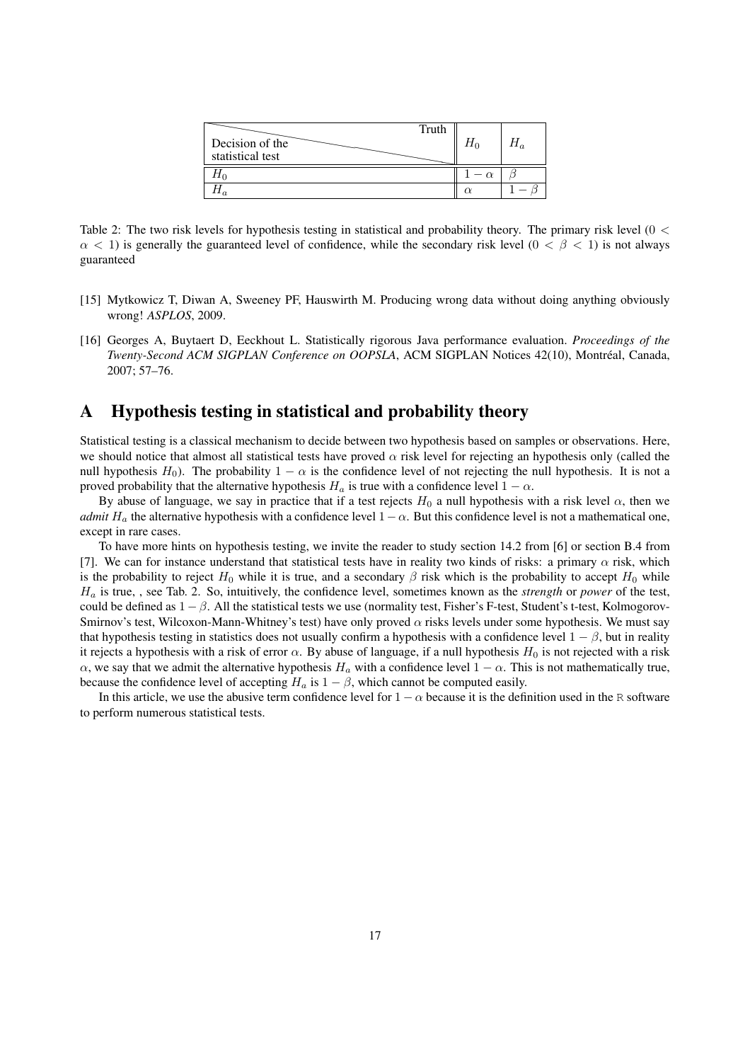| Decision of the statistical test \ Truth | $H_0$ | $H_a$ |
|---|---|---|
| $H_0$ | $1 - \alpha$ | $\beta$ |
| $H_a$ | $\alpha$ | $1 - \beta$ |

Table 2: The two risk levels for hypothesis testing in statistical and probability theory. The primary risk level ($0 < \alpha < 1$) is generally the guaranteed level of confidence, while the secondary risk level ($0 < \beta < 1$) is not always guaranteed

[15] Mytkowicz T, Diwan A, Sweeney PF, Hauswirth M. Producing wrong data without doing anything obviously wrong! *ASPLOS*, 2009.

[16] Georges A, Buytaert D, Eeckhout L. Statistically rigorous Java performance evaluation. *Proceedings of the Twenty-Second ACM SIGPLAN Conference on OOPSLA*, ACM SIGPLAN Notices 42(10), Montréal, Canada, 2007; 57–76.

# A Hypothesis testing in statistical and probability theory

Statistical testing is a classical mechanism to decide between two hypothesis based on samples or observations. Here, we should notice that almost all statistical tests have proved $\alpha$ risk level for rejecting an hypothesis only (called the null hypothesis $H_0$). The probability $1 - \alpha$ is the confidence level of not rejecting the null hypothesis. It is not a proved probability that the alternative hypothesis $H_a$ is true with a confidence level $1 - \alpha$.

By abuse of language, we say in practice that if a test rejects $H_0$ a null hypothesis with a risk level $\alpha$, then we *admit* $H_a$ the alternative hypothesis with a confidence level $1 - \alpha$. But this confidence level is not a mathematical one, except in rare cases.

To have more hints on hypothesis testing, we invite the reader to study section 14.2 from [6] or section B.4 from [7]. We can for instance understand that statistical tests have in reality two kinds of risks: a primary $\alpha$ risk, which is the probability to reject $H_0$ while it is true, and a secondary $\beta$ risk which is the probability to accept $H_0$ while $H_a$ is true, , see Tab. 2. So, intuitively, the confidence level, sometimes known as the *strength* or *power* of the test, could be defined as $1 - \beta$. All the statistical tests we use (normality test, Fisher's F-test, Student's t-test, Kolmogorov-Smirnov's test, Wilcoxon-Mann-Whitney's test) have only proved $\alpha$ risks levels under some hypothesis. We must say that hypothesis testing in statistics does not usually confirm a hypothesis with a confidence level $1 - \beta$, but in reality it rejects a hypothesis with a risk of error $\alpha$. By abuse of language, if a null hypothesis $H_0$ is not rejected with a risk $\alpha$, we say that we admit the alternative hypothesis $H_a$ with a confidence level $1 - \alpha$. This is not mathematically true, because the confidence level of accepting $H_a$ is $1 - \beta$, which cannot be computed easily.

In this article, we use the abusive term confidence level for $1 - \alpha$ because it is the definition used in the R software to perform numerous statistical tests.